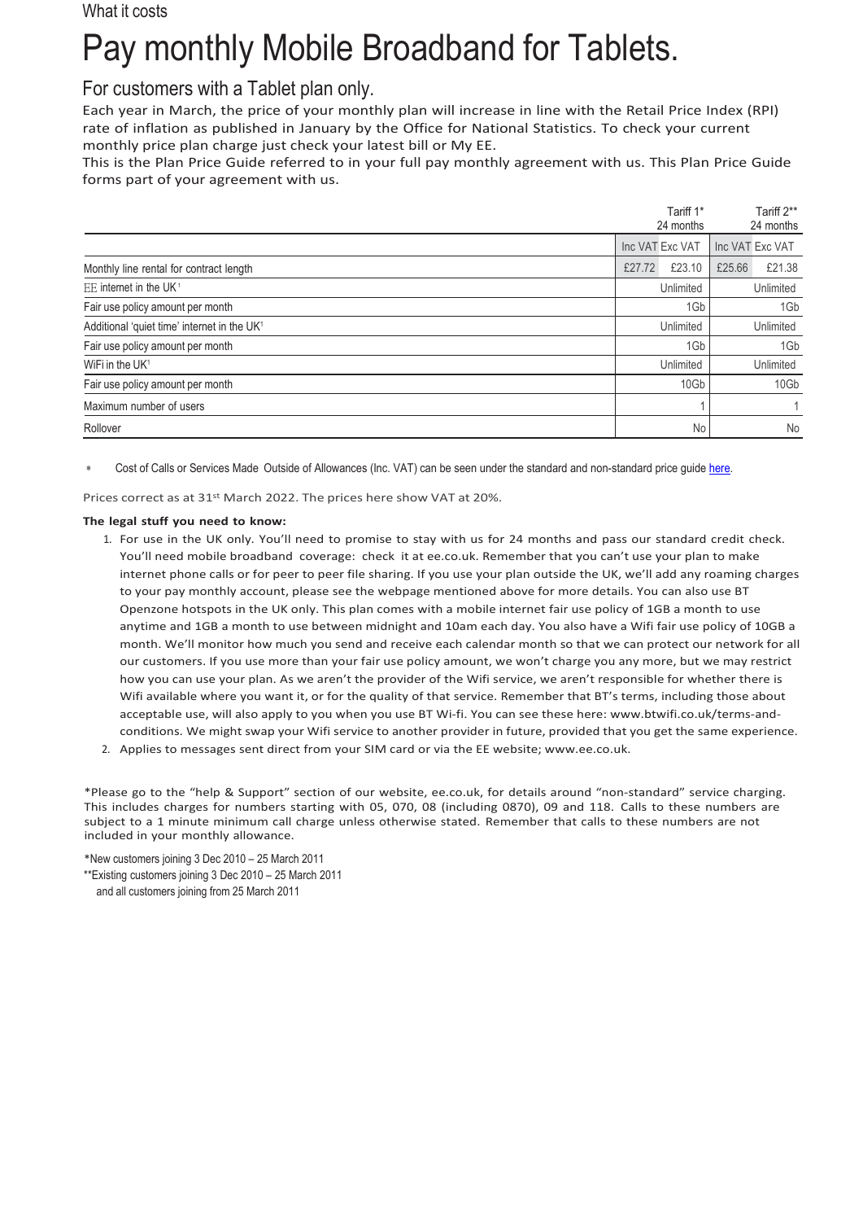What it costs

# Pay monthly Mobile Broadband for Tablets.

## For customers with a Tablet plan only.

Each year in March, the price of your monthly plan will increase in line with the Retail Price Index (RPI) rate of inflation as published in January by the Office for National Statistics. To check your current monthly price plan charge just check your latest bill or My EE.

This is the Plan Price Guide referred to in your full pay monthly agreement with us. This Plan Price Guide forms part of your agreement with us.

| | Tariff 1* 24 months | | Tariff 2** 24 months | |
|---|---|---|---|---|
| | Inc VAT | Exc VAT | Inc VAT | Exc VAT |
| Monthly line rental for contract length | £27.72 | £23.10 | £25.66 | £21.38 |
| EE internet in the UK[1] | | Unlimited | | Unlimited |
| Fair use policy amount per month | | 1Gb | | 1Gb |
| Additional 'quiet time' internet in the UK[1] | | Unlimited | | Unlimited |
| Fair use policy amount per month | | 1Gb | | 1Gb |
| WiFi in the UK[1] | | Unlimited | | Unlimited |
| Fair use policy amount per month | | 10Gb | | 10Gb |
| Maximum number of users | | 1 | | 1 |
| Rollover | | No | | No |

\* Cost of Calls or Services Made Outside of Allowances (Inc. VAT) can be seen under the standard and non-standard price guide here.

Prices correct as at 31st March 2022. The prices here show VAT at 20%.

**The legal stuff you need to know:**

1. For use in the UK only. You'll need to promise to stay with us for 24 months and pass our standard credit check. You'll need mobile broadband coverage: check it at ee.co.uk. Remember that you can't use your plan to make internet phone calls or for peer to peer file sharing. If you use your plan outside the UK, we'll add any roaming charges to your pay monthly account, please see the webpage mentioned above for more details. You can also use BT Openzone hotspots in the UK only. This plan comes with a mobile internet fair use policy of 1GB a month to use anytime and 1GB a month to use between midnight and 10am each day. You also have a Wifi fair use policy of 10GB a month. We'll monitor how much you send and receive each calendar month so that we can protect our network for all our customers. If you use more than your fair use policy amount, we won't charge you any more, but we may restrict how you can use your plan. As we aren't the provider of the Wifi service, we aren't responsible for whether there is Wifi available where you want it, or for the quality of that service. Remember that BT's terms, including those about acceptable use, will also apply to you when you use BT Wi-fi. You can see these here: www.btwifi.co.uk/terms-and-conditions. We might swap your Wifi service to another provider in future, provided that you get the same experience.
2. Applies to messages sent direct from your SIM card or via the EE website; www.ee.co.uk.

*Please go to the "help & Support" section of our website, ee.co.uk, for details around "non-standard" service charging. This includes charges for numbers starting with 05, 070, 08 (including 0870), 09 and 118. Calls to these numbers are subject to a 1 minute minimum call charge unless otherwise stated. Remember that calls to these numbers are not included in your monthly allowance.

*New customers joining 3 Dec 2010 – 25 March 2011

**Existing customers joining 3 Dec 2010 – 25 March 2011 and all customers joining from 25 March 2011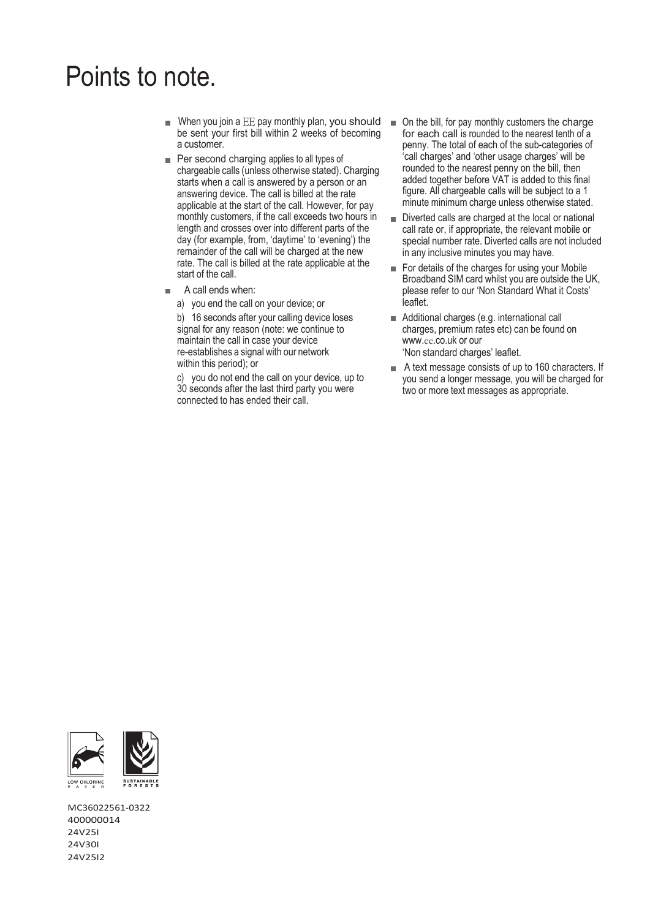# Points to note.

- When you join a EE pay monthly plan, you should be sent your first bill within 2 weeks of becoming a customer.
- Per second charging applies to all types of chargeable calls (unless otherwise stated). Charging starts when a call is answered by a person or an answering device. The call is billed at the rate applicable at the start of the call. However, for pay monthly customers, if the call exceeds two hours in length and crosses over into different parts of the day (for example, from, 'daytime' to 'evening') the remainder of the call will be charged at the new rate. The call is billed at the rate applicable at the start of the call.
- A call ends when:

  a) you end the call on your device; or

  b) 16 seconds after your calling device loses signal for any reason (note: we continue to maintain the call in case your device re-establishes a signal with our network within this period); or

  c) you do not end the call on your device, up to 30 seconds after the last third party you were connected to has ended their call.
- On the bill, for pay monthly customers the charge for each call is rounded to the nearest tenth of a penny. The total of each of the sub-categories of 'call charges' and 'other usage charges' will be rounded to the nearest penny on the bill, then added together before VAT is added to this final figure. All chargeable calls will be subject to a 1 minute minimum charge unless otherwise stated.
- Diverted calls are charged at the local or national call rate or, if appropriate, the relevant mobile or special number rate. Diverted calls are not included in any inclusive minutes you may have.
- For details of the charges for using your Mobile Broadband SIM card whilst you are outside the UK, please refer to our 'Non Standard What it Costs' leaflet.
- Additional charges (e.g. international call charges, premium rates etc) can be found on www.ee.co.uk or our 'Non standard charges' leaflet.
- A text message consists of up to 160 characters. If you send a longer message, you will be charged for two or more text messages as appropriate.

LOW CHLORINE PAPER

SUSTAINABLE FORESTS

MC36022561-0322
400000014
24V25I
24V30I
24V25I2